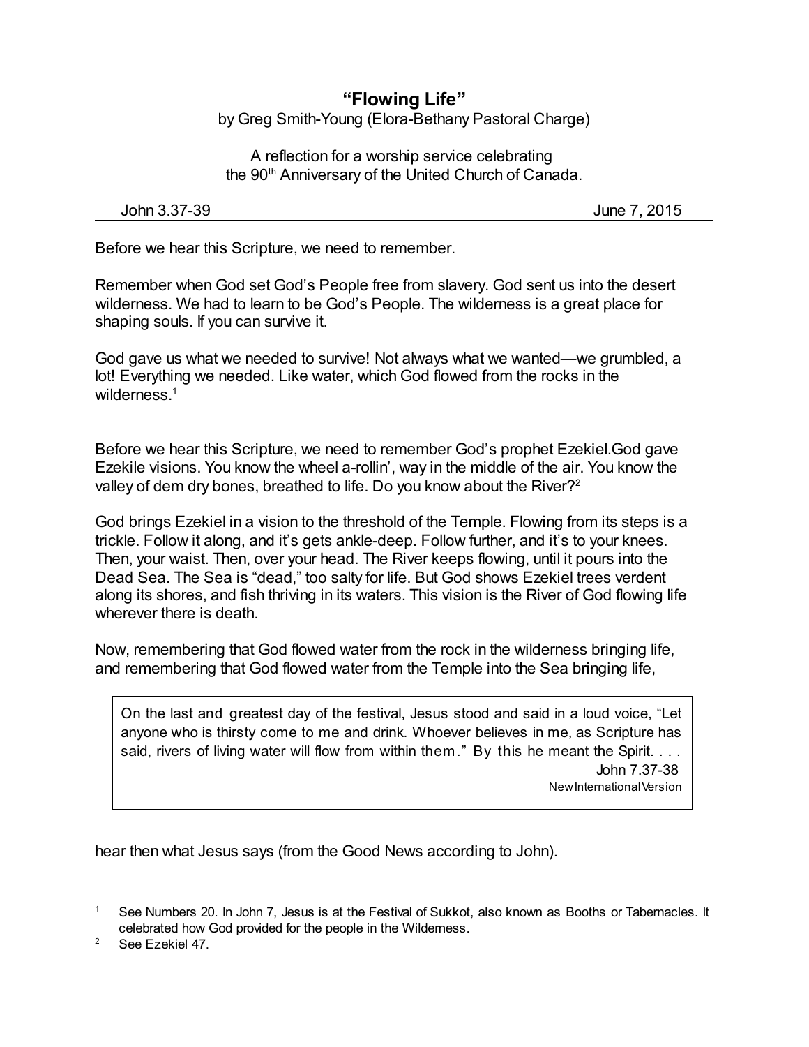# "Flowing Life"

by Greg Smith-Young (Elora-Bethany Pastoral Charge)

A reflection for a worship service celebrating the 90th Anniversary of the United Church of Canada.

John 3.37-39 June 7, 2015

---

Before we hear this Scripture, we need to remember.

Remember when God set God's People free from slavery. God sent us into the desert wilderness. We had to learn to be God's People. The wilderness is a great place for shaping souls. If you can survive it.

God gave us what we needed to survive! Not always what we wanted—we grumbled, a lot! Everything we needed. Like water, which God flowed from the rocks in the wilderness.[1]

Before we hear this Scripture, we need to remember God's prophet Ezekiel.God gave Ezekile visions. You know the wheel a-rollin', way in the middle of the air. You know the valley of dem dry bones, breathed to life. Do you know about the River?[2]

God brings Ezekiel in a vision to the threshold of the Temple. Flowing from its steps is a trickle. Follow it along, and it's gets ankle-deep. Follow further, and it's to your knees. Then, your waist. Then, over your head. The River keeps flowing, until it pours into the Dead Sea. The Sea is "dead," too salty for life. But God shows Ezekiel trees verdent along its shores, and fish thriving in its waters. This vision is the River of God flowing life wherever there is death.

Now, remembering that God flowed water from the rock in the wilderness bringing life, and remembering that God flowed water from the Temple into the Sea bringing life,

> On the last and greatest day of the festival, Jesus stood and said in a loud voice, "Let anyone who is thirsty come to me and drink. Whoever believes in me, as Scripture has said, rivers of living water will flow from within them." By this he meant the Spirit. . . .
>
> John 7.37-38
>
> New International Version

hear then what Jesus says (from the Good News according to John).

---

[1] See Numbers 20. In John 7, Jesus is at the Festival of Sukkot, also known as Booths or Tabernacles. It celebrated how God provided for the people in the Wilderness.

[2] See Ezekiel 47.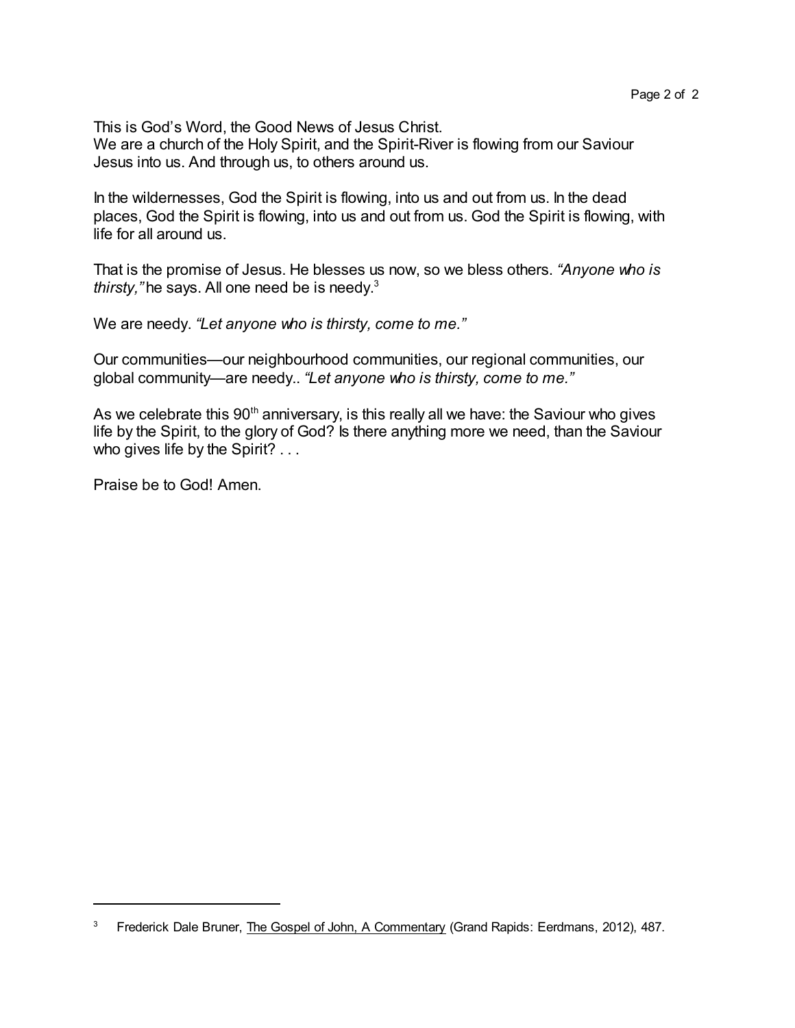This is God's Word, the Good News of Jesus Christ.
We are a church of the Holy Spirit, and the Spirit-River is flowing from our Saviour Jesus into us. And through us, to others around us.

In the wildernesses, God the Spirit is flowing, into us and out from us. In the dead places, God the Spirit is flowing, into us and out from us. God the Spirit is flowing, with life for all around us.

That is the promise of Jesus. He blesses us now, so we bless others. *"Anyone who is thirsty,"* he says. All one need be is needy.[3]

We are needy. *"Let anyone who is thirsty, come to me."*

Our communities—our neighbourhood communities, our regional communities, our global community—are needy.. *"Let anyone who is thirsty, come to me."*

As we celebrate this 90th anniversary, is this really all we have: the Saviour who gives life by the Spirit, to the glory of God? Is there anything more we need, than the Saviour who gives life by the Spirit? . . .

Praise be to God! Amen.

---

[3] Frederick Dale Bruner, The Gospel of John, A Commentary (Grand Rapids: Eerdmans, 2012), 487.